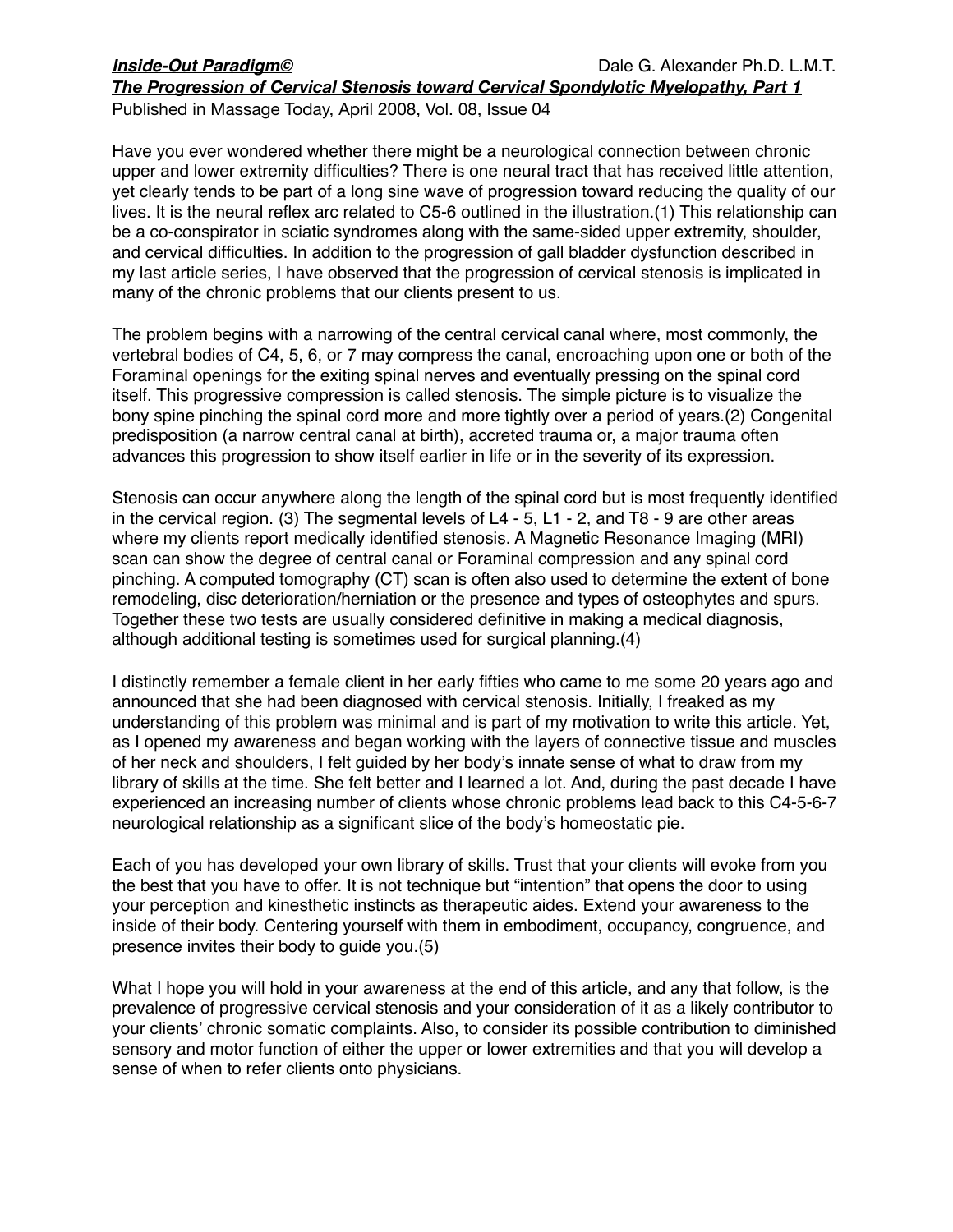***Inside-Out Paradigm©*** Dale G. Alexander Ph.D. L.M.T.

# ***The Progression of Cervical Stenosis toward Cervical Spondylotic Myelopathy, Part 1***

Published in Massage Today, April 2008, Vol. 08, Issue 04

Have you ever wondered whether there might be a neurological connection between chronic upper and lower extremity difficulties? There is one neural tract that has received little attention, yet clearly tends to be part of a long sine wave of progression toward reducing the quality of our lives. It is the neural reflex arc related to C5-6 outlined in the illustration.(1) This relationship can be a co-conspirator in sciatic syndromes along with the same-sided upper extremity, shoulder, and cervical difficulties. In addition to the progression of gall bladder dysfunction described in my last article series, I have observed that the progression of cervical stenosis is implicated in many of the chronic problems that our clients present to us.

The problem begins with a narrowing of the central cervical canal where, most commonly, the vertebral bodies of C4, 5, 6, or 7 may compress the canal, encroaching upon one or both of the Foraminal openings for the exiting spinal nerves and eventually pressing on the spinal cord itself. This progressive compression is called stenosis. The simple picture is to visualize the bony spine pinching the spinal cord more and more tightly over a period of years.(2) Congenital predisposition (a narrow central canal at birth), accreted trauma or, a major trauma often advances this progression to show itself earlier in life or in the severity of its expression.

Stenosis can occur anywhere along the length of the spinal cord but is most frequently identified in the cervical region. (3) The segmental levels of L4 - 5, L1 - 2, and T8 - 9 are other areas where my clients report medically identified stenosis. A Magnetic Resonance Imaging (MRI) scan can show the degree of central canal or Foraminal compression and any spinal cord pinching. A computed tomography (CT) scan is often also used to determine the extent of bone remodeling, disc deterioration/herniation or the presence and types of osteophytes and spurs. Together these two tests are usually considered definitive in making a medical diagnosis, although additional testing is sometimes used for surgical planning.(4)

I distinctly remember a female client in her early fifties who came to me some 20 years ago and announced that she had been diagnosed with cervical stenosis. Initially, I freaked as my understanding of this problem was minimal and is part of my motivation to write this article. Yet, as I opened my awareness and began working with the layers of connective tissue and muscles of her neck and shoulders, I felt guided by her body's innate sense of what to draw from my library of skills at the time. She felt better and I learned a lot. And, during the past decade I have experienced an increasing number of clients whose chronic problems lead back to this C4-5-6-7 neurological relationship as a significant slice of the body's homeostatic pie.

Each of you has developed your own library of skills. Trust that your clients will evoke from you the best that you have to offer. It is not technique but "intention" that opens the door to using your perception and kinesthetic instincts as therapeutic aides. Extend your awareness to the inside of their body. Centering yourself with them in embodiment, occupancy, congruence, and presence invites their body to guide you.(5)

What I hope you will hold in your awareness at the end of this article, and any that follow, is the prevalence of progressive cervical stenosis and your consideration of it as a likely contributor to your clients' chronic somatic complaints. Also, to consider its possible contribution to diminished sensory and motor function of either the upper or lower extremities and that you will develop a sense of when to refer clients onto physicians.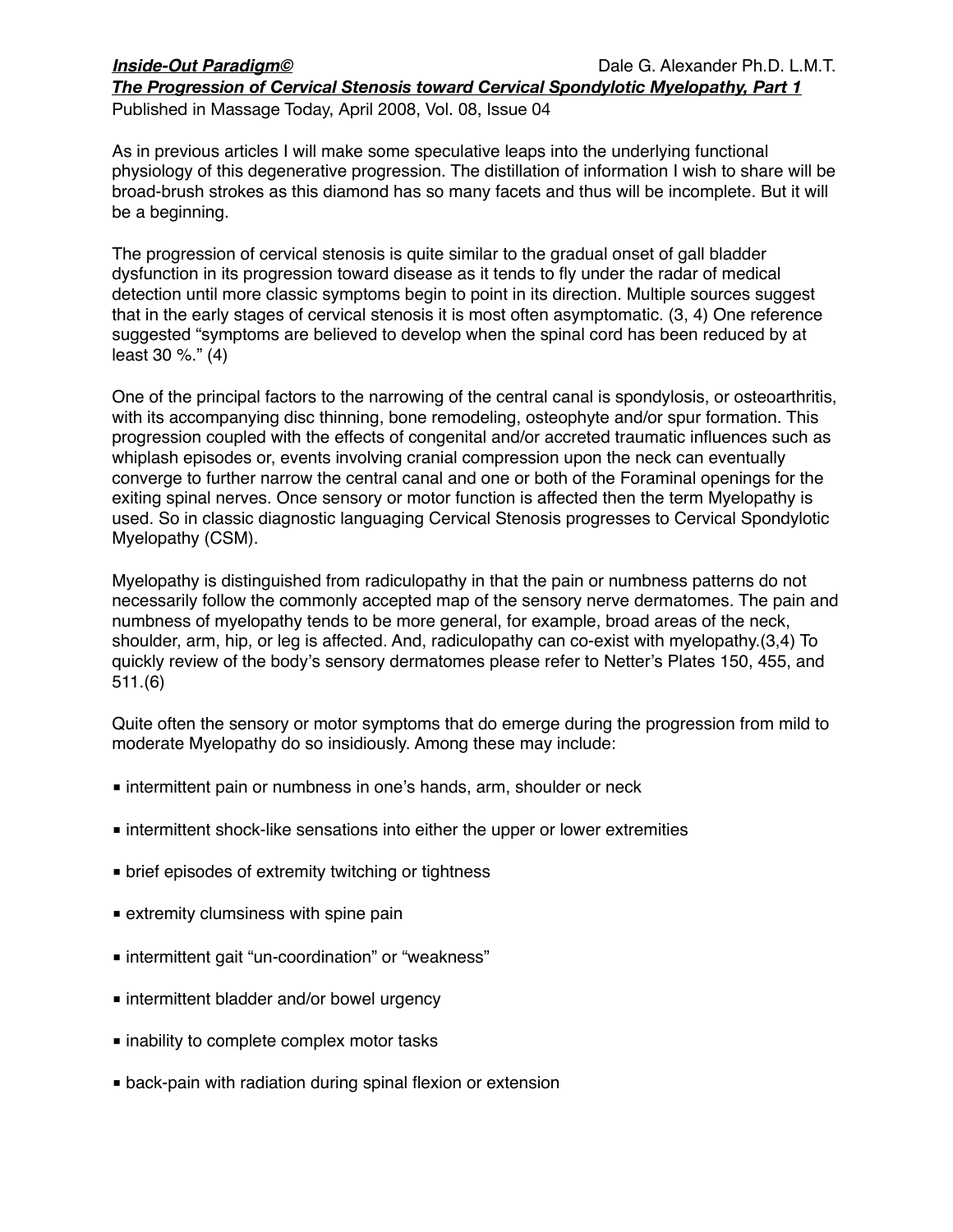***Inside-Out Paradigm©*** Dale G. Alexander Ph.D. L.M.T.

***The Progression of Cervical Stenosis toward Cervical Spondylotic Myelopathy, Part 1***

Published in Massage Today, April 2008, Vol. 08, Issue 04

As in previous articles I will make some speculative leaps into the underlying functional physiology of this degenerative progression. The distillation of information I wish to share will be broad-brush strokes as this diamond has so many facets and thus will be incomplete. But it will be a beginning.

The progression of cervical stenosis is quite similar to the gradual onset of gall bladder dysfunction in its progression toward disease as it tends to fly under the radar of medical detection until more classic symptoms begin to point in its direction. Multiple sources suggest that in the early stages of cervical stenosis it is most often asymptomatic. (3, 4) One reference suggested "symptoms are believed to develop when the spinal cord has been reduced by at least 30 %." (4)

One of the principal factors to the narrowing of the central canal is spondylosis, or osteoarthritis, with its accompanying disc thinning, bone remodeling, osteophyte and/or spur formation. This progression coupled with the effects of congenital and/or accreted traumatic influences such as whiplash episodes or, events involving cranial compression upon the neck can eventually converge to further narrow the central canal and one or both of the Foraminal openings for the exiting spinal nerves. Once sensory or motor function is affected then the term Myelopathy is used. So in classic diagnostic languaging Cervical Stenosis progresses to Cervical Spondylotic Myelopathy (CSM).

Myelopathy is distinguished from radiculopathy in that the pain or numbness patterns do not necessarily follow the commonly accepted map of the sensory nerve dermatomes. The pain and numbness of myelopathy tends to be more general, for example, broad areas of the neck, shoulder, arm, hip, or leg is affected. And, radiculopathy can co-exist with myelopathy.(3,4) To quickly review of the body's sensory dermatomes please refer to Netter's Plates 150, 455, and 511.(6)

Quite often the sensory or motor symptoms that do emerge during the progression from mild to moderate Myelopathy do so insidiously. Among these may include:

- intermittent pain or numbness in one's hands, arm, shoulder or neck
- intermittent shock-like sensations into either the upper or lower extremities
- brief episodes of extremity twitching or tightness
- extremity clumsiness with spine pain
- intermittent gait "un-coordination" or "weakness"
- intermittent bladder and/or bowel urgency
- inability to complete complex motor tasks
- back-pain with radiation during spinal flexion or extension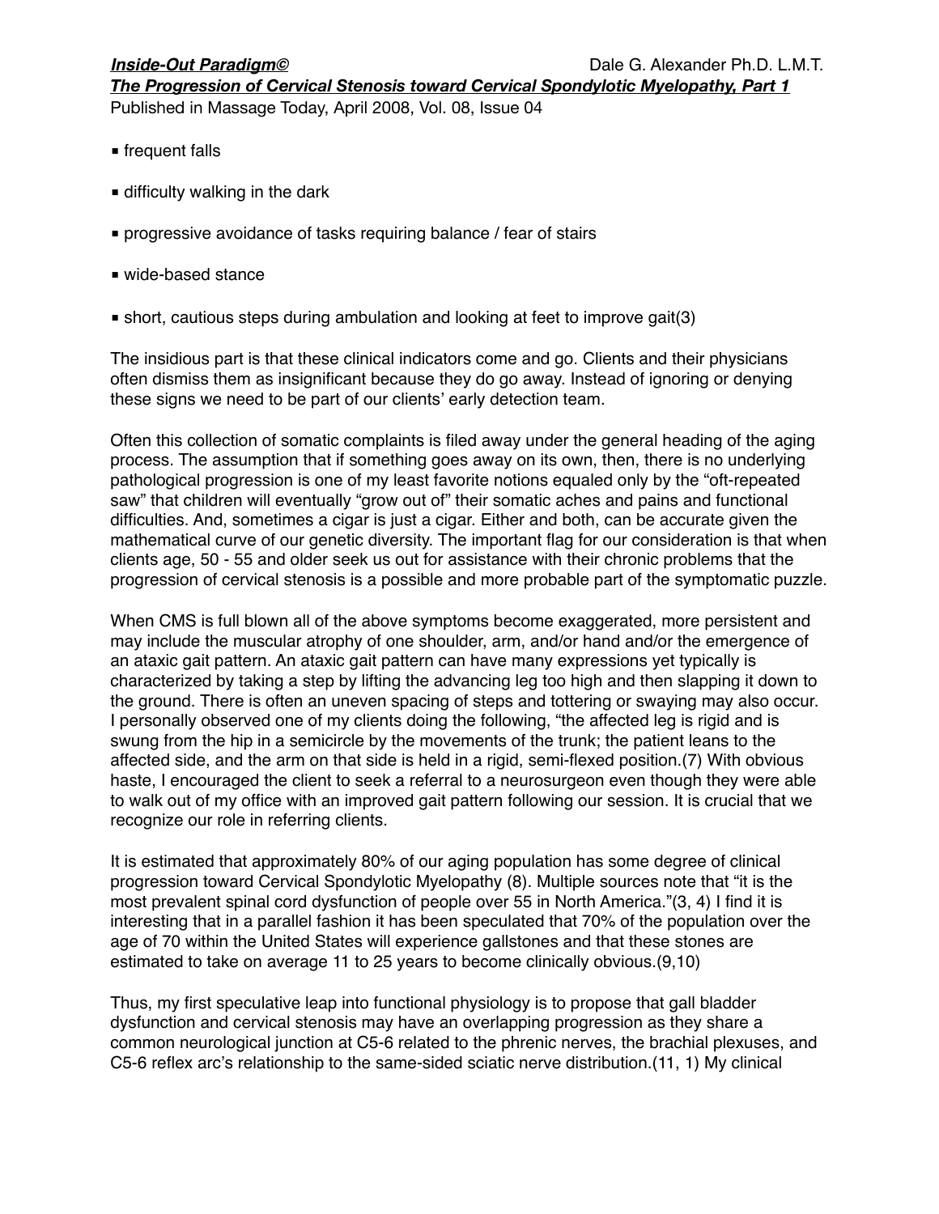- frequent falls
- difficulty walking in the dark
- progressive avoidance of tasks requiring balance / fear of stairs
- wide-based stance
- short, cautious steps during ambulation and looking at feet to improve gait(3)

The insidious part is that these clinical indicators come and go. Clients and their physicians often dismiss them as insignificant because they do go away. Instead of ignoring or denying these signs we need to be part of our clients' early detection team.

Often this collection of somatic complaints is filed away under the general heading of the aging process. The assumption that if something goes away on its own, then, there is no underlying pathological progression is one of my least favorite notions equaled only by the "oft-repeated saw" that children will eventually "grow out of" their somatic aches and pains and functional difficulties. And, sometimes a cigar is just a cigar. Either and both, can be accurate given the mathematical curve of our genetic diversity. The important flag for our consideration is that when clients age, 50 - 55 and older seek us out for assistance with their chronic problems that the progression of cervical stenosis is a possible and more probable part of the symptomatic puzzle.

When CMS is full blown all of the above symptoms become exaggerated, more persistent and may include the muscular atrophy of one shoulder, arm, and/or hand and/or the emergence of an ataxic gait pattern. An ataxic gait pattern can have many expressions yet typically is characterized by taking a step by lifting the advancing leg too high and then slapping it down to the ground. There is often an uneven spacing of steps and tottering or swaying may also occur. I personally observed one of my clients doing the following, "the affected leg is rigid and is swung from the hip in a semicircle by the movements of the trunk; the patient leans to the affected side, and the arm on that side is held in a rigid, semi-flexed position.(7) With obvious haste, I encouraged the client to seek a referral to a neurosurgeon even though they were able to walk out of my office with an improved gait pattern following our session. It is crucial that we recognize our role in referring clients.

It is estimated that approximately 80% of our aging population has some degree of clinical progression toward Cervical Spondylotic Myelopathy (8). Multiple sources note that "it is the most prevalent spinal cord dysfunction of people over 55 in North America."(3, 4) I find it is interesting that in a parallel fashion it has been speculated that 70% of the population over the age of 70 within the United States will experience gallstones and that these stones are estimated to take on average 11 to 25 years to become clinically obvious.(9,10)

Thus, my first speculative leap into functional physiology is to propose that gall bladder dysfunction and cervical stenosis may have an overlapping progression as they share a common neurological junction at C5-6 related to the phrenic nerves, the brachial plexuses, and C5-6 reflex arc's relationship to the same-sided sciatic nerve distribution.(11, 1) My clinical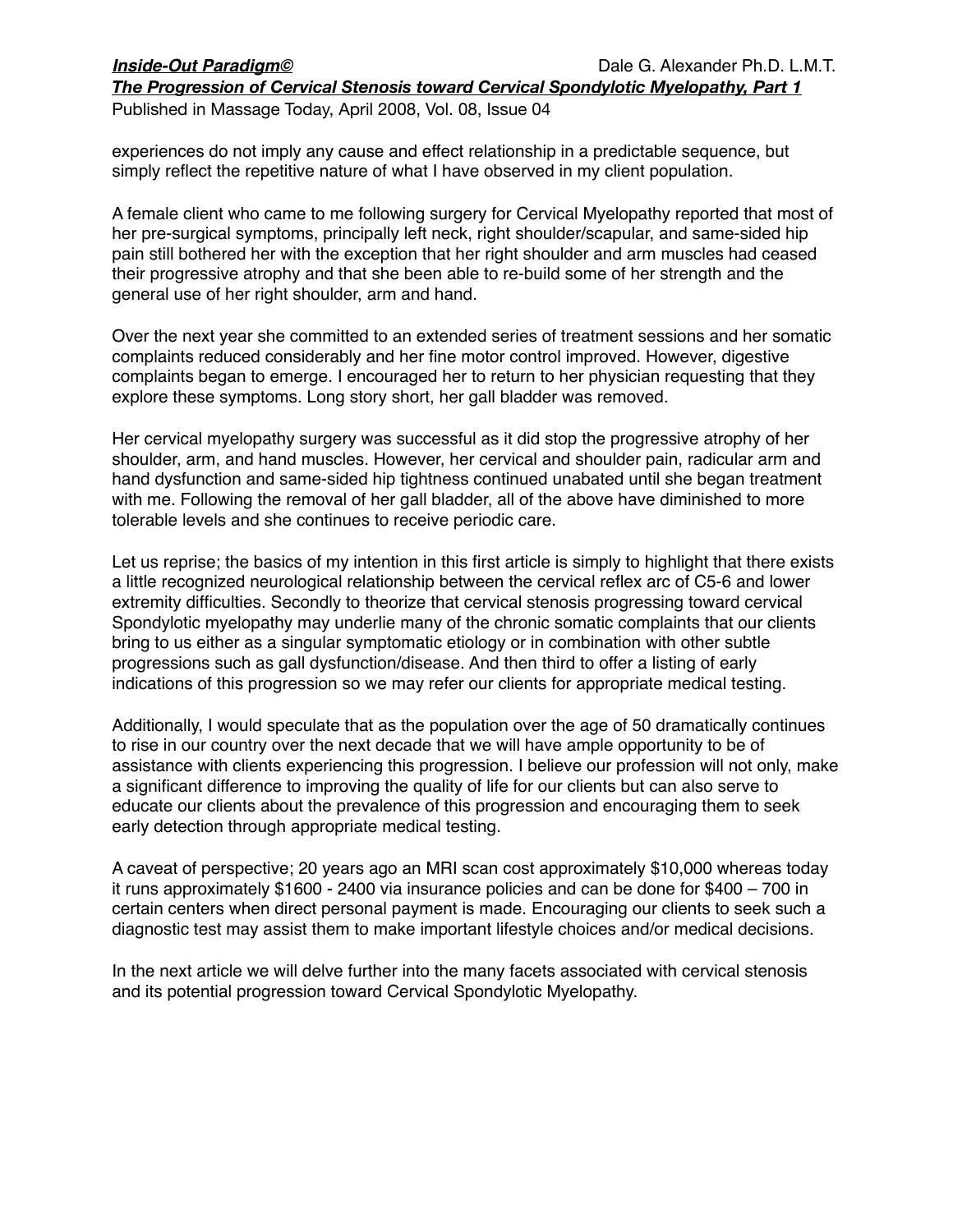experiences do not imply any cause and effect relationship in a predictable sequence, but simply reflect the repetitive nature of what I have observed in my client population.

A female client who came to me following surgery for Cervical Myelopathy reported that most of her pre-surgical symptoms, principally left neck, right shoulder/scapular, and same-sided hip pain still bothered her with the exception that her right shoulder and arm muscles had ceased their progressive atrophy and that she been able to re-build some of her strength and the general use of her right shoulder, arm and hand.

Over the next year she committed to an extended series of treatment sessions and her somatic complaints reduced considerably and her fine motor control improved. However, digestive complaints began to emerge. I encouraged her to return to her physician requesting that they explore these symptoms. Long story short, her gall bladder was removed.

Her cervical myelopathy surgery was successful as it did stop the progressive atrophy of her shoulder, arm, and hand muscles. However, her cervical and shoulder pain, radicular arm and hand dysfunction and same-sided hip tightness continued unabated until she began treatment with me. Following the removal of her gall bladder, all of the above have diminished to more tolerable levels and she continues to receive periodic care.

Let us reprise; the basics of my intention in this first article is simply to highlight that there exists a little recognized neurological relationship between the cervical reflex arc of C5-6 and lower extremity difficulties. Secondly to theorize that cervical stenosis progressing toward cervical Spondylotic myelopathy may underlie many of the chronic somatic complaints that our clients bring to us either as a singular symptomatic etiology or in combination with other subtle progressions such as gall dysfunction/disease. And then third to offer a listing of early indications of this progression so we may refer our clients for appropriate medical testing.

Additionally, I would speculate that as the population over the age of 50 dramatically continues to rise in our country over the next decade that we will have ample opportunity to be of assistance with clients experiencing this progression. I believe our profession will not only, make a significant difference to improving the quality of life for our clients but can also serve to educate our clients about the prevalence of this progression and encouraging them to seek early detection through appropriate medical testing.

A caveat of perspective; 20 years ago an MRI scan cost approximately $10,000 whereas today it runs approximately $1600 - 2400 via insurance policies and can be done for $400 – 700 in certain centers when direct personal payment is made. Encouraging our clients to seek such a diagnostic test may assist them to make important lifestyle choices and/or medical decisions.

In the next article we will delve further into the many facets associated with cervical stenosis and its potential progression toward Cervical Spondylotic Myelopathy.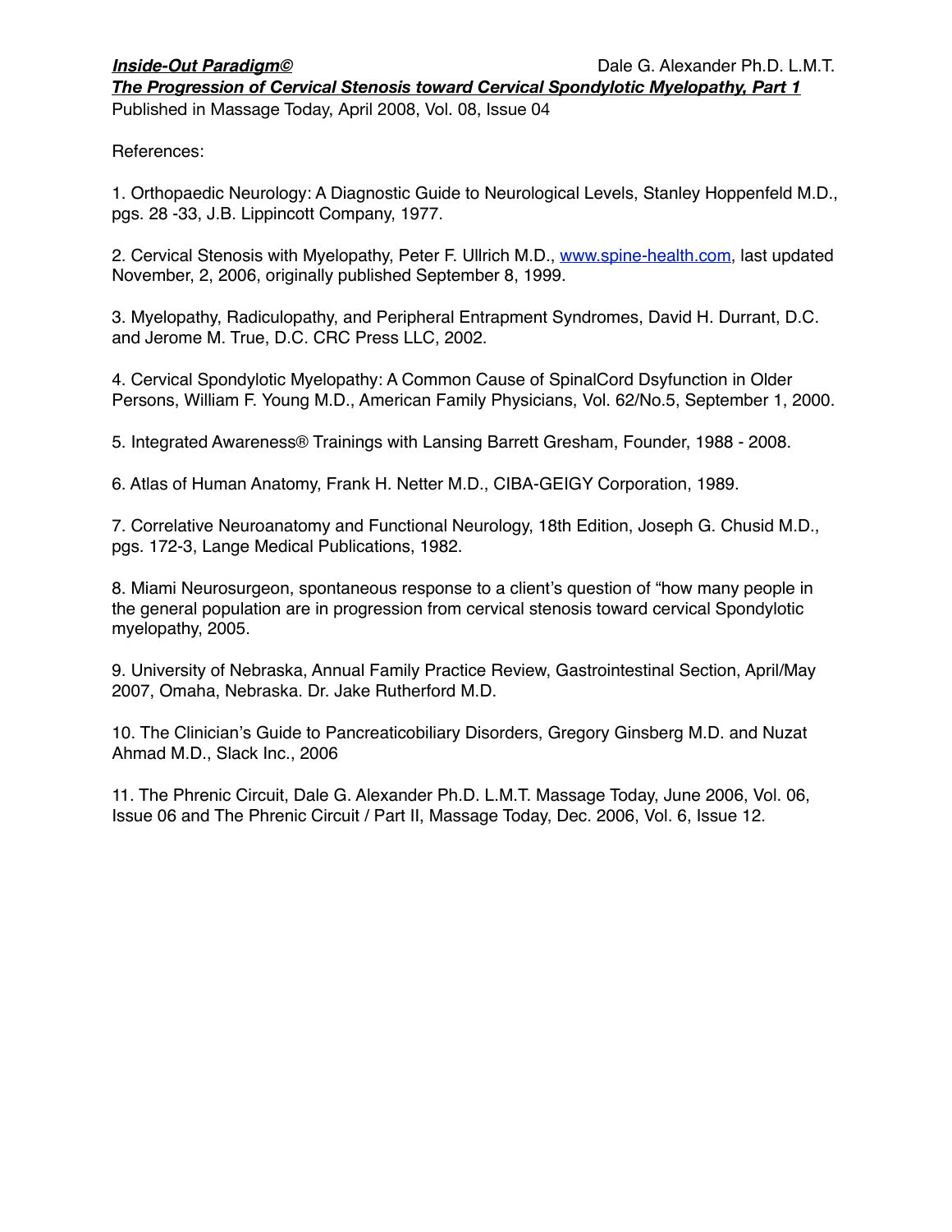***Inside-Out Paradigm©*** Dale G. Alexander Ph.D. L.M.T.

***The Progression of Cervical Stenosis toward Cervical Spondylotic Myelopathy, Part 1***

Published in Massage Today, April 2008, Vol. 08, Issue 04

References:

1. Orthopaedic Neurology: A Diagnostic Guide to Neurological Levels, Stanley Hoppenfeld M.D., pgs. 28 -33, J.B. Lippincott Company, 1977.

2. Cervical Stenosis with Myelopathy, Peter F. Ullrich M.D., www.spine-health.com, last updated November, 2, 2006, originally published September 8, 1999.

3. Myelopathy, Radiculopathy, and Peripheral Entrapment Syndromes, David H. Durrant, D.C. and Jerome M. True, D.C. CRC Press LLC, 2002.

4. Cervical Spondylotic Myelopathy: A Common Cause of SpinalCord Dsyfunction in Older Persons, William F. Young M.D., American Family Physicians, Vol. 62/No.5, September 1, 2000.

5. Integrated Awareness® Trainings with Lansing Barrett Gresham, Founder, 1988 - 2008.

6. Atlas of Human Anatomy, Frank H. Netter M.D., CIBA-GEIGY Corporation, 1989.

7. Correlative Neuroanatomy and Functional Neurology, 18th Edition, Joseph G. Chusid M.D., pgs. 172-3, Lange Medical Publications, 1982.

8. Miami Neurosurgeon, spontaneous response to a client's question of "how many people in the general population are in progression from cervical stenosis toward cervical Spondylotic myelopathy, 2005.

9. University of Nebraska, Annual Family Practice Review, Gastrointestinal Section, April/May 2007, Omaha, Nebraska. Dr. Jake Rutherford M.D.

10. The Clinician's Guide to Pancreaticobiliary Disorders, Gregory Ginsberg M.D. and Nuzat Ahmad M.D., Slack Inc., 2006

11. The Phrenic Circuit, Dale G. Alexander Ph.D. L.M.T. Massage Today, June 2006, Vol. 06, Issue 06 and The Phrenic Circuit / Part II, Massage Today, Dec. 2006, Vol. 6, Issue 12.